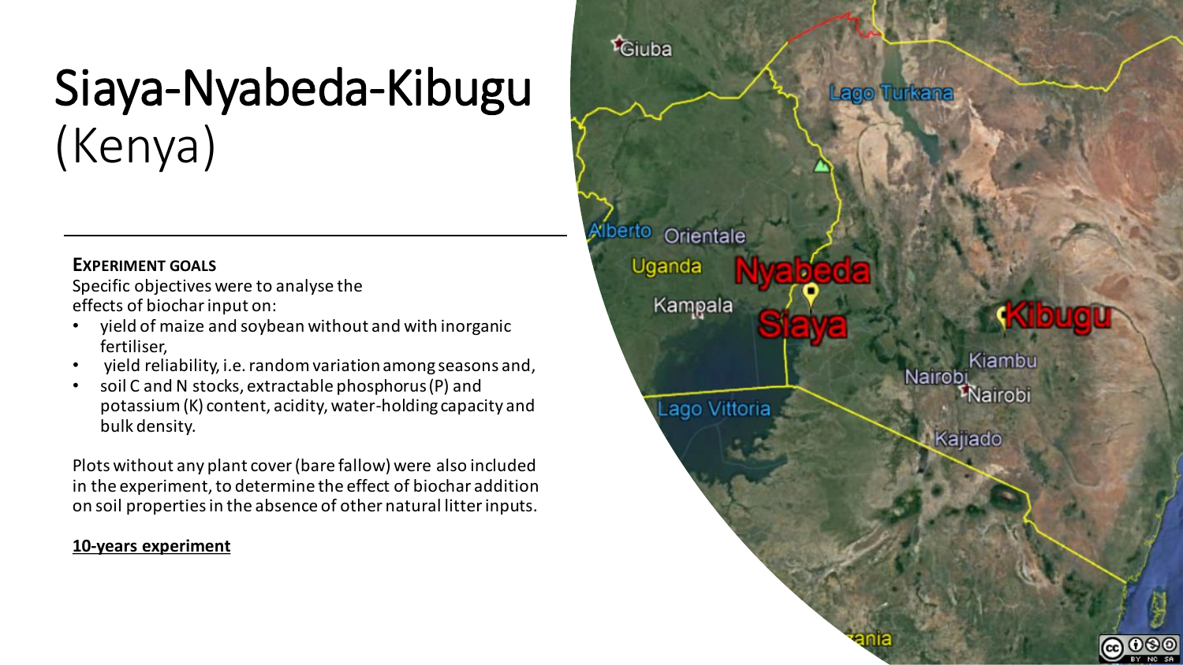# Siaya-Nyabeda-Kibugu (Kenya)

**EXPERIMENT GOALS**

Specific objectives were to analyse the effects of biochar input on:

- yield of maize and soybean without and with inorganic fertiliser,
- yield reliability, i.e. random variation among seasons and,
- soil C and N stocks, extractable phosphorus (P) and potassium (K) content, acidity, water-holding capacity and bulk density.

Plots without any plant cover (bare fallow) were also included in the experiment, to determine the effect of biochar addition on soil properties in the absence of other natural litter inputs.

**10-years experiment**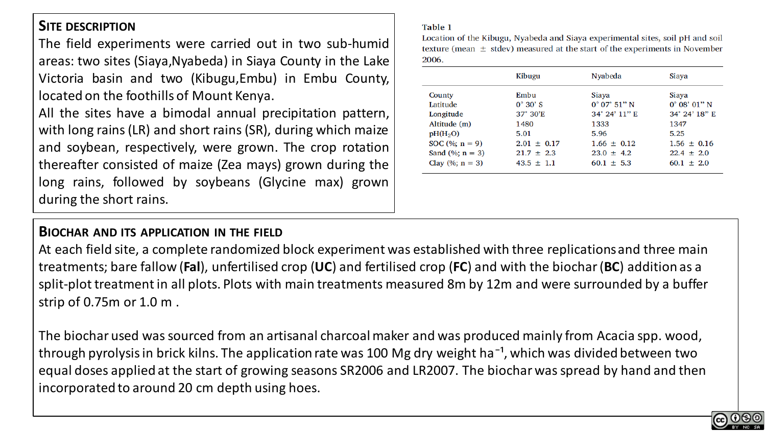## Site description

The field experiments were carried out in two sub-humid areas: two sites (Siaya,Nyabeda) in Siaya County in the Lake Victoria basin and two (Kibugu,Embu) in Embu County, located on the foothills of Mount Kenya.

All the sites have a bimodal annual precipitation pattern, with long rains (LR) and short rains (SR), during which maize and soybean, respectively, were grown. The crop rotation thereafter consisted of maize (Zea mays) grown during the long rains, followed by soybeans (Glycine max) grown during the short rains.

**Table 1**

Location of the Kibugu, Nyabeda and Siaya experimental sites, soil pH and soil texture (mean ± stdev) measured at the start of the experiments in November 2006.

| | Kibugu | Nyabeda | Siaya |
|---|---|---|---|
| County | Embu | Siaya | Siaya |
| Latitude | 0° 30' S | 0° 07' 51" N | 0° 08' 01" N |
| Longitude | 37° 30'E | 34° 24' 11" E | 34° 24' 18" E |
| Altitude (m) | 1480 | 1333 | 1347 |
| pH($H_2O$) | 5.01 | 5.96 | 5.25 |
| SOC (%; n = 9) | 2.01 ± 0.17 | 1.66 ± 0.12 | 1.56 ± 0.16 |
| Sand (%; n = 3) | 21.7 ± 2.3 | 23.0 ± 4.2 | 22.4 ± 2.0 |
| Clay (%; n = 3) | 43.5 ± 1.1 | 60.1 ± 5.3 | 60.1 ± 2.0 |

## Biochar and its application in the field

At each field site, a complete randomized block experiment was established with three replications and three main treatments; bare fallow (**Fal**), unfertilised crop (**UC**) and fertilised crop (**FC**) and with the biochar (**BC**) addition as a split-plot treatment in all plots. Plots with main treatments measured 8m by 12m and were surrounded by a buffer strip of 0.75m or 1.0 m .

The biochar used was sourced from an artisanal charcoal maker and was produced mainly from Acacia spp. wood, through pyrolysis in brick kilns. The application rate was 100 Mg dry weight $ha^{-1}$, which was divided between two equal doses applied at the start of growing seasons SR2006 and LR2007. The biochar was spread by hand and then incorporated to around 20 cm depth using hoes.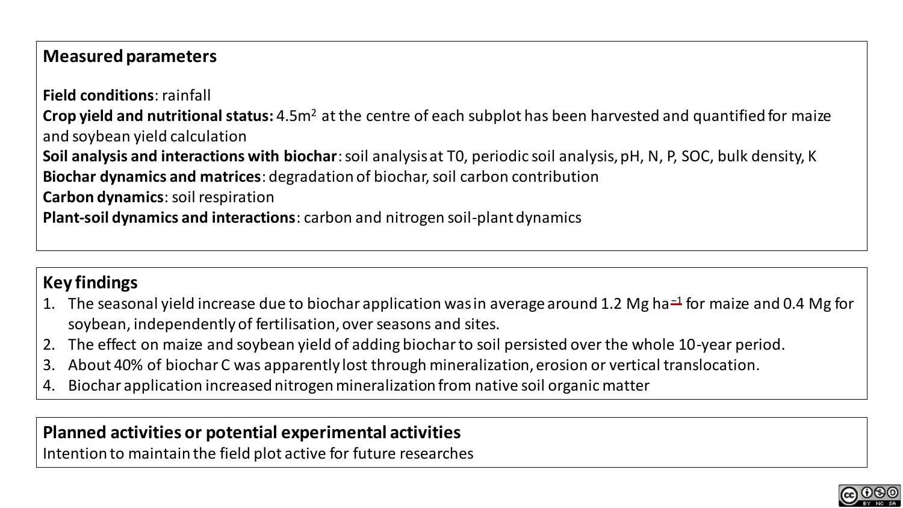## Measured parameters

**Field conditions**: rainfall

**Crop yield and nutritional status:** 4.5m$^2$ at the centre of each subplot has been harvested and quantified for maize and soybean yield calculation

**Soil analysis and interactions with biochar**: soil analysis at T0, periodic soil analysis, pH, N, P, SOC, bulk density, K

**Biochar dynamics and matrices**: degradation of biochar, soil carbon contribution

**Carbon dynamics**: soil respiration

**Plant-soil dynamics and interactions**: carbon and nitrogen soil-plant dynamics

## Key findings

1. The seasonal yield increase due to biochar application was in average around 1.2 Mg ha$^{-1}$ for maize and 0.4 Mg for soybean, independently of fertilisation, over seasons and sites.
2. The effect on maize and soybean yield of adding biochar to soil persisted over the whole 10-year period.
3. About 40% of biochar C was apparently lost through mineralization, erosion or vertical translocation.
4. Biochar application increased nitrogen mineralization from native soil organic matter

## Planned activities or potential experimental activities

Intention to maintain the field plot active for future researches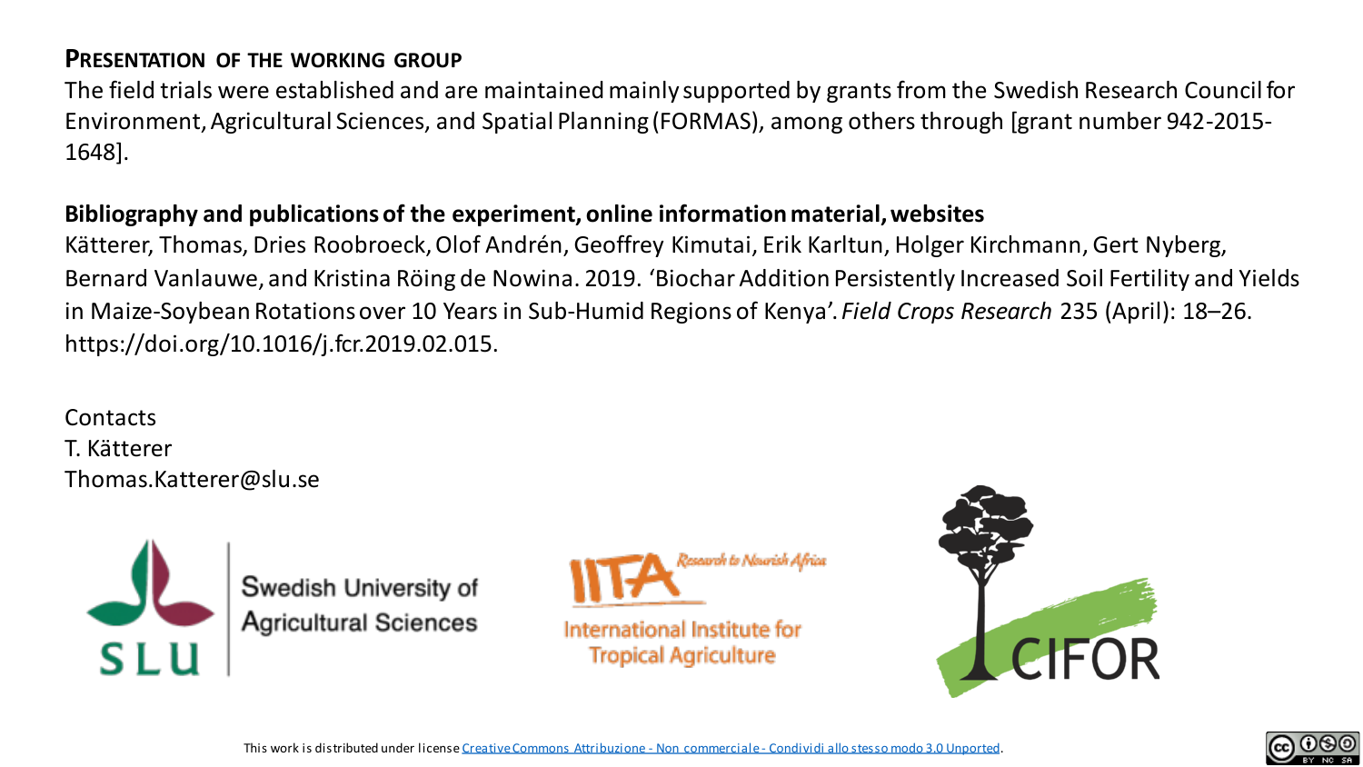## Presentation of the working group

The field trials were established and are maintained mainly supported by grants from the Swedish Research Council for Environment, Agricultural Sciences, and Spatial Planning (FORMAS), among others through [grant number 942-2015-1648].

## Bibliography and publications of the experiment, online information material, websites

Kätterer, Thomas, Dries Roobroeck, Olof Andrén, Geoffrey Kimutai, Erik Karltun, Holger Kirchmann, Gert Nyberg, Bernard Vanlauwe, and Kristina Röing de Nowina. 2019. 'Biochar Addition Persistently Increased Soil Fertility and Yields in Maize-Soybean Rotations over 10 Years in Sub-Humid Regions of Kenya'. *Field Crops Research* 235 (April): 18–26. https://doi.org/10.1016/j.fcr.2019.02.015.

Contacts
T. Kätterer
Thomas.Katterer@slu.se

SLU Swedish University of Agricultural Sciences

IITA Research to Nourish Africa
International Institute for Tropical Agriculture

CIFOR

This work is distributed under license Creative Commons Attribuzione - Non commerciale - Condividi allo stesso modo 3.0 Unported.